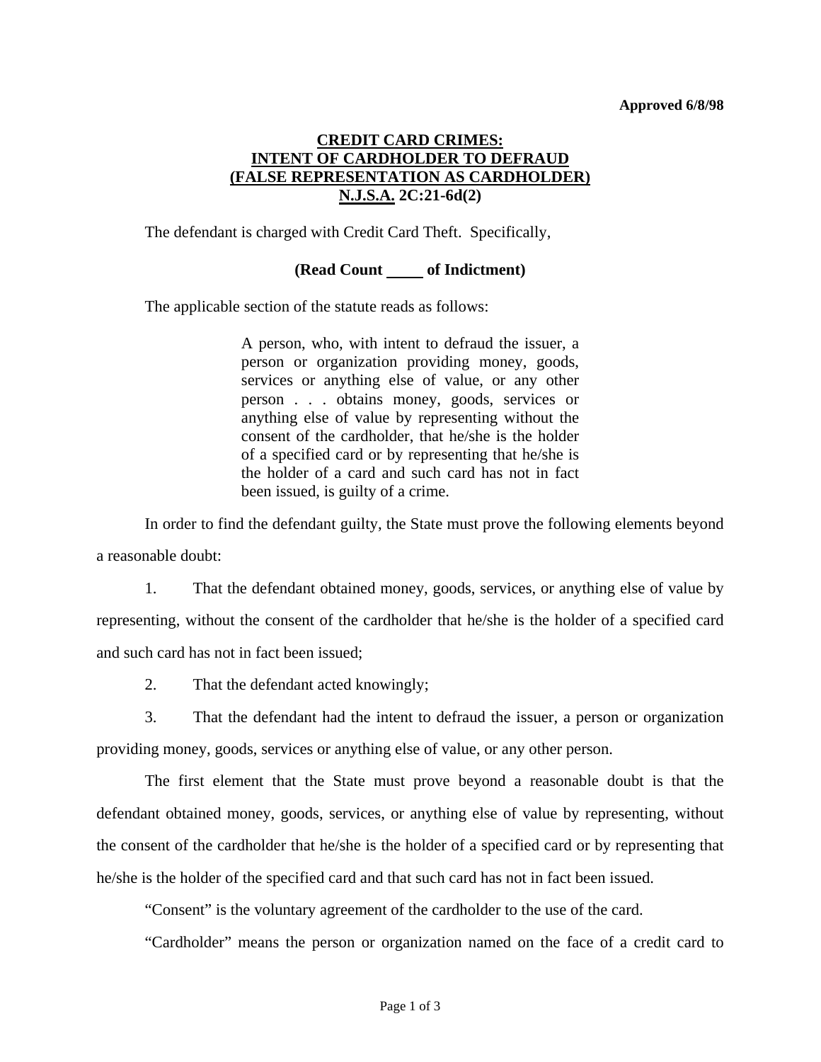**Approved 6/8/98**

# CREDIT CARD CRIMES: INTENT OF CARDHOLDER TO DEFRAUD (FALSE REPRESENTATION AS CARDHOLDER) N.J.S.A. 2C:21-6d(2)

The defendant is charged with Credit Card Theft. Specifically,

**(Read Count \_\_\_\_ of Indictment)**

The applicable section of the statute reads as follows:

> A person, who, with intent to defraud the issuer, a person or organization providing money, goods, services or anything else of value, or any other person . . . obtains money, goods, services or anything else of value by representing without the consent of the cardholder, that he/she is the holder of a specified card or by representing that he/she is the holder of a card and such card has not in fact been issued, is guilty of a crime.

In order to find the defendant guilty, the State must prove the following elements beyond a reasonable doubt:

1. That the defendant obtained money, goods, services, or anything else of value by representing, without the consent of the cardholder that he/she is the holder of a specified card and such card has not in fact been issued;
2. That the defendant acted knowingly;
3. That the defendant had the intent to defraud the issuer, a person or organization providing money, goods, services or anything else of value, or any other person.

The first element that the State must prove beyond a reasonable doubt is that the defendant obtained money, goods, services, or anything else of value by representing, without the consent of the cardholder that he/she is the holder of a specified card or by representing that he/she is the holder of the specified card and that such card has not in fact been issued.

"Consent" is the voluntary agreement of the cardholder to the use of the card.

"Cardholder" means the person or organization named on the face of a credit card to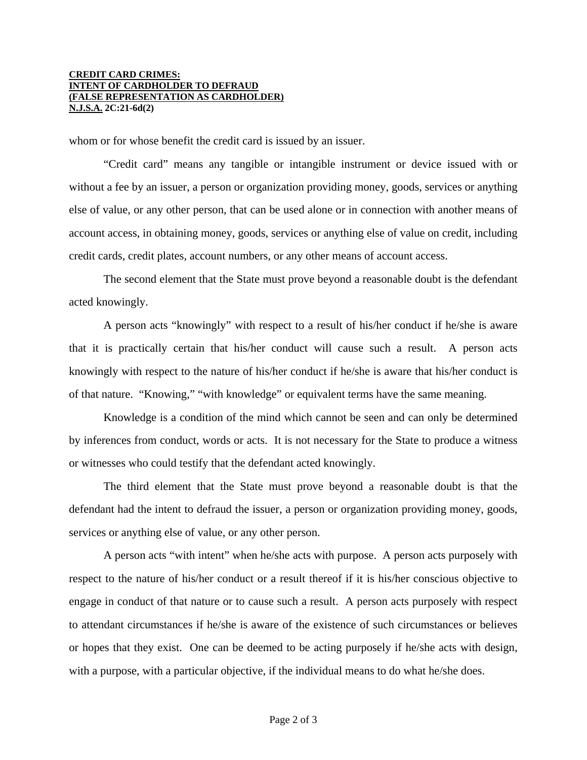whom or for whose benefit the credit card is issued by an issuer.

"Credit card" means any tangible or intangible instrument or device issued with or without a fee by an issuer, a person or organization providing money, goods, services or anything else of value, or any other person, that can be used alone or in connection with another means of account access, in obtaining money, goods, services or anything else of value on credit, including credit cards, credit plates, account numbers, or any other means of account access.

The second element that the State must prove beyond a reasonable doubt is the defendant acted knowingly.

A person acts "knowingly" with respect to a result of his/her conduct if he/she is aware that it is practically certain that his/her conduct will cause such a result. A person acts knowingly with respect to the nature of his/her conduct if he/she is aware that his/her conduct is of that nature. "Knowing," "with knowledge" or equivalent terms have the same meaning.

Knowledge is a condition of the mind which cannot be seen and can only be determined by inferences from conduct, words or acts. It is not necessary for the State to produce a witness or witnesses who could testify that the defendant acted knowingly.

The third element that the State must prove beyond a reasonable doubt is that the defendant had the intent to defraud the issuer, a person or organization providing money, goods, services or anything else of value, or any other person.

A person acts "with intent" when he/she acts with purpose. A person acts purposely with respect to the nature of his/her conduct or a result thereof if it is his/her conscious objective to engage in conduct of that nature or to cause such a result. A person acts purposely with respect to attendant circumstances if he/she is aware of the existence of such circumstances or believes or hopes that they exist. One can be deemed to be acting purposely if he/she acts with design, with a purpose, with a particular objective, if the individual means to do what he/she does.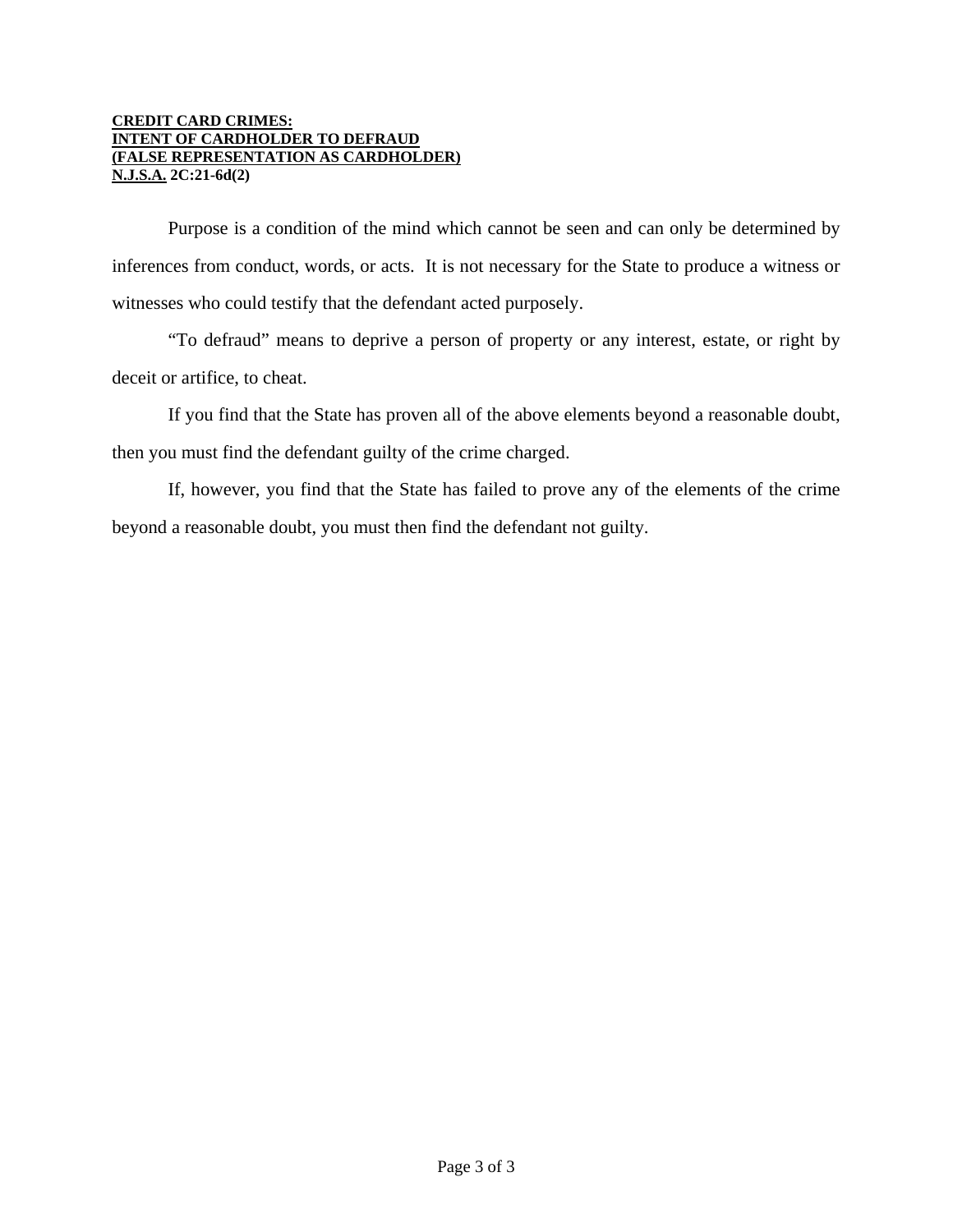Purpose is a condition of the mind which cannot be seen and can only be determined by inferences from conduct, words, or acts. It is not necessary for the State to produce a witness or witnesses who could testify that the defendant acted purposely.

"To defraud" means to deprive a person of property or any interest, estate, or right by deceit or artifice, to cheat.

If you find that the State has proven all of the above elements beyond a reasonable doubt, then you must find the defendant guilty of the crime charged.

If, however, you find that the State has failed to prove any of the elements of the crime beyond a reasonable doubt, you must then find the defendant not guilty.